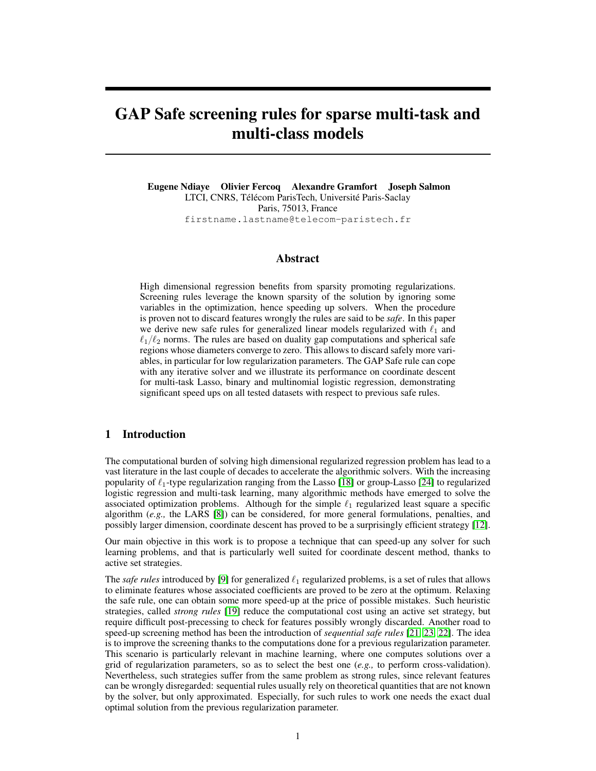# GAP Safe screening rules for sparse multi-task and multi-class models

**Eugene Ndiaye  Olivier Fercoq  Alexandre Gramfort  Joseph Salmon**
LTCI, CNRS, Télécom ParisTech, Université Paris-Saclay
Paris, 75013, France
`firstname.lastname@telecom-paristech.fr`

## Abstract

High dimensional regression benefits from sparsity promoting regularizations. Screening rules leverage the known sparsity of the solution by ignoring some variables in the optimization, hence speeding up solvers. When the procedure is proven not to discard features wrongly the rules are said to be *safe*. In this paper we derive new safe rules for generalized linear models regularized with $\ell_1$ and $\ell_1/\ell_2$ norms. The rules are based on duality gap computations and spherical safe regions whose diameters converge to zero. This allows to discard safely more variables, in particular for low regularization parameters. The GAP Safe rule can cope with any iterative solver and we illustrate its performance on coordinate descent for multi-task Lasso, binary and multinomial logistic regression, demonstrating significant speed ups on all tested datasets with respect to previous safe rules.

## 1 Introduction

The computational burden of solving high dimensional regularized regression problem has lead to a vast literature in the last couple of decades to accelerate the algorithmic solvers. With the increasing popularity of $\ell_1$-type regularization ranging from the Lasso [18] or group-Lasso [24] to regularized logistic regression and multi-task learning, many algorithmic methods have emerged to solve the associated optimization problems. Although for the simple $\ell_1$ regularized least square a specific algorithm (*e.g.,* the LARS [8]) can be considered, for more general formulations, penalties, and possibly larger dimension, coordinate descent has proved to be a surprisingly efficient strategy [12].

Our main objective in this work is to propose a technique that can speed-up any solver for such learning problems, and that is particularly well suited for coordinate descent method, thanks to active set strategies.

The *safe rules* introduced by [9] for generalized $\ell_1$ regularized problems, is a set of rules that allows to eliminate features whose associated coefficients are proved to be zero at the optimum. Relaxing the safe rule, one can obtain some more speed-up at the price of possible mistakes. Such heuristic strategies, called *strong rules* [19] reduce the computational cost using an active set strategy, but require difficult post-precessing to check for features possibly wrongly discarded. Another road to speed-up screening method has been the introduction of *sequential safe rules* [21, 23, 22]. The idea is to improve the screening thanks to the computations done for a previous regularization parameter. This scenario is particularly relevant in machine learning, where one computes solutions over a grid of regularization parameters, so as to select the best one (*e.g.,* to perform cross-validation). Nevertheless, such strategies suffer from the same problem as strong rules, since relevant features can be wrongly disregarded: sequential rules usually rely on theoretical quantities that are not known by the solver, but only approximated. Especially, for such rules to work one needs the exact dual optimal solution from the previous regularization parameter.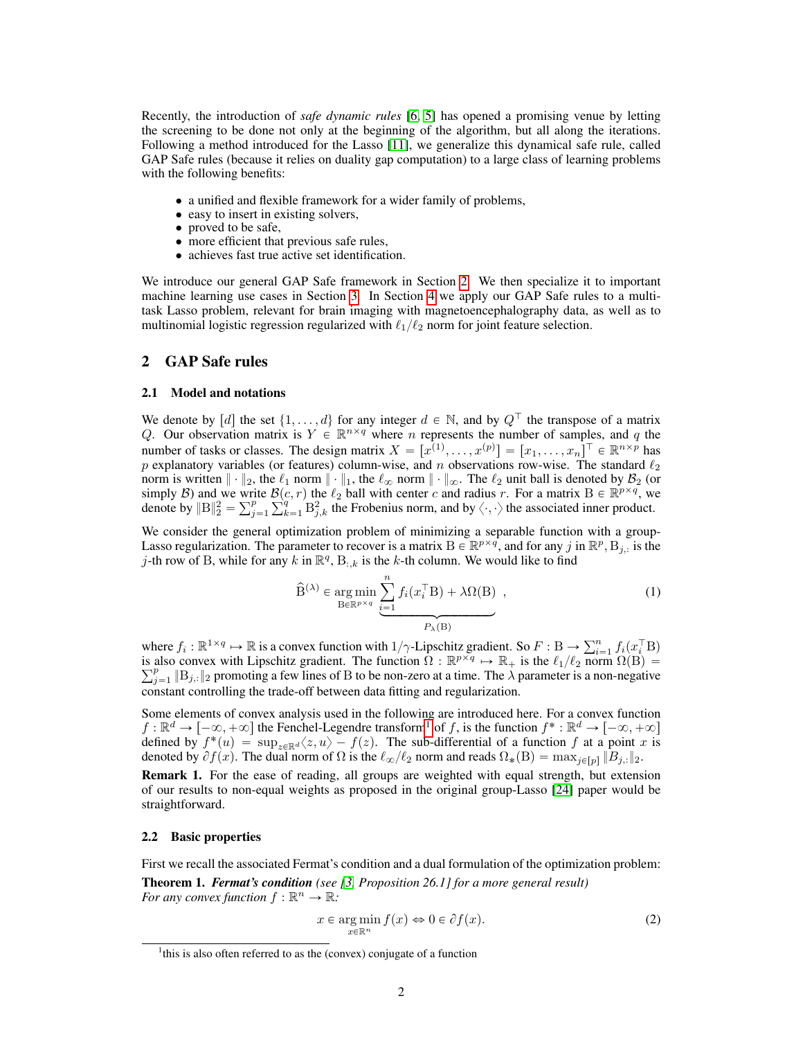Recently, the introduction of *safe dynamic rules* [6, 5] has opened a promising venue by letting the screening to be done not only at the beginning of the algorithm, but all along the iterations. Following a method introduced for the Lasso [11], we generalize this dynamical safe rule, called GAP Safe rules (because it relies on duality gap computation) to a large class of learning problems with the following benefits:

- a unified and flexible framework for a wider family of problems,
- easy to insert in existing solvers,
- proved to be safe,
- more efficient that previous safe rules,
- achieves fast true active set identification.

We introduce our general GAP Safe framework in Section 2. We then specialize it to important machine learning use cases in Section 3. In Section 4 we apply our GAP Safe rules to a multi-task Lasso problem, relevant for brain imaging with magnetoencephalography data, as well as to multinomial logistic regression regularized with $\ell_1/\ell_2$ norm for joint feature selection.

## 2 GAP Safe rules

### 2.1 Model and notations

We denote by $[d]$ the set $\{1, \dots, d\}$ for any integer $d \in \mathbb{N}$, and by $Q^\top$ the transpose of a matrix $Q$. Our observation matrix is $Y \in \mathbb{R}^{n \times q}$ where $n$ represents the number of samples, and $q$ the number of tasks or classes. The design matrix $X = [x^{(1)}, \dots, x^{(p)}] = [x_1, \dots, x_n]^\top \in \mathbb{R}^{n \times p}$ has $p$ explanatory variables (or features) column-wise, and $n$ observations row-wise. The standard $\ell_2$ norm is written $\|\cdot\|_2$, the $\ell_1$ norm $\|\cdot\|_1$, the $\ell_\infty$ norm $\|\cdot\|_\infty$. The $\ell_2$ unit ball is denoted by $\mathcal{B}_2$ (or simply $\mathcal{B}$) and we write $\mathcal{B}(c, r)$ the $\ell_2$ ball with center $c$ and radius $r$. For a matrix $\mathrm{B} \in \mathbb{R}^{p \times q}$, we denote by $\|\mathrm{B}\|_2^2 = \sum_{j=1}^p \sum_{k=1}^q \mathrm{B}_{j,k}^2$ the Frobenius norm, and by $\langle \cdot, \cdot \rangle$ the associated inner product.

We consider the general optimization problem of minimizing a separable function with a group-Lasso regularization. The parameter to recover is a matrix $\mathrm{B} \in \mathbb{R}^{p \times q}$, and for any $j$ in $\mathbb{R}^p$, $\mathrm{B}_{j,:}$ is the $j$-th row of $\mathrm{B}$, while for any $k$ in $\mathbb{R}^q$, $\mathrm{B}_{:,k}$ is the $k$-th column. We would like to find

$$
\widehat{\mathrm{B}}^{(\lambda)} \in \operatorname*{arg\,min}_{\mathrm{B} \in \mathbb{R}^{p \times q}} \underbrace{\sum_{i=1}^n f_i(x_i^\top \mathrm{B}) + \lambda \Omega(\mathrm{B})}_{P_\lambda(\mathrm{B})} \ , \tag{1}
$$

where $f_i : \mathbb{R}^{1 \times q} \mapsto \mathbb{R}$ is a convex function with $1/\gamma$-Lipschitz gradient. So $F : \mathrm{B} \to \sum_{i=1}^n f_i(x_i^\top \mathrm{B})$ is also convex with Lipschitz gradient. The function $\Omega : \mathbb{R}^{p \times q} \mapsto \mathbb{R}_+$ is the $\ell_1/\ell_2$ norm $\Omega(\mathrm{B}) = \sum_{j=1}^p \|\mathrm{B}_{j,:}\|_2$ promoting a few lines of $\mathrm{B}$ to be non-zero at a time. The $\lambda$ parameter is a non-negative constant controlling the trade-off between data fitting and regularization.

Some elements of convex analysis used in the following are introduced here. For a convex function $f : \mathbb{R}^d \to [-\infty, +\infty]$ the Fenchel-Legendre transform[1] of $f$, is the function $f^* : \mathbb{R}^d \to [-\infty, +\infty]$ defined by $f^*(u) = \sup_{z \in \mathbb{R}^d} \langle z, u \rangle - f(z)$. The sub-differential of a function $f$ at a point $x$ is denoted by $\partial f(x)$. The dual norm of $\Omega$ is the $\ell_\infty/\ell_2$ norm and reads $\Omega_*(\mathrm{B}) = \max_{j \in [p]} \|B_{j,:}\|_2$.

**Remark 1.** For the ease of reading, all groups are weighted with equal strength, but extension of our results to non-equal weights as proposed in the original group-Lasso [24] paper would be straightforward.

### 2.2 Basic properties

First we recall the associated Fermat's condition and a dual formulation of the optimization problem:

**Theorem 1.** ***Fermat's condition*** *(see [3, Proposition 26.1] for a more general result)*
*For any convex function $f : \mathbb{R}^n \to \mathbb{R}$:*

$$
x \in \operatorname*{arg\,min}_{x \in \mathbb{R}^n} f(x) \Leftrightarrow 0 \in \partial f(x). \tag{2}
$$

[1] this is also often referred to as the (convex) conjugate of a function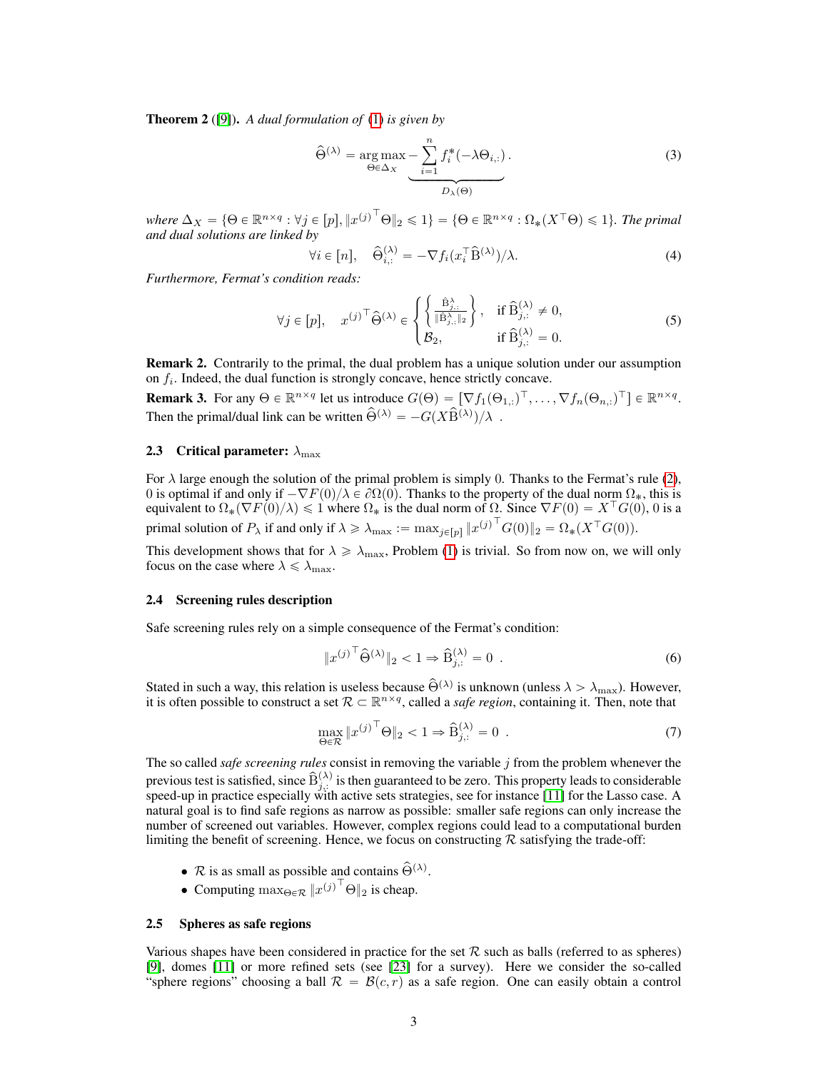**Theorem 2** ([9]). *A dual formulation of* (1) *is given by*

$$\widehat{\Theta}^{(\lambda)} = \mathop{\arg\max}_{\Theta \in \Delta_X} \underbrace{-\sum_{i=1}^{n} f_i^*(-\lambda \Theta_{i,:})}_{D_\lambda(\Theta)} . \tag{3}$$

*where* $\Delta_X = \{\Theta \in \mathbb{R}^{n \times q} : \forall j \in [p], \|x^{(j)\top}\Theta\|_2 \leqslant 1\} = \{\Theta \in \mathbb{R}^{n \times q} : \Omega_*(X^\top \Theta) \leqslant 1\}$*. The primal and dual solutions are linked by*

$$\forall i \in [n], \quad \widehat{\Theta}^{(\lambda)}_{i,:} = -\nabla f_i(x_i^\top \widehat{\mathrm{B}}^{(\lambda)})/\lambda. \tag{4}$$

*Furthermore, Fermat's condition reads:*

$$\forall j \in [p], \quad x^{(j)\top} \widehat{\Theta}^{(\lambda)} \in \begin{cases} \left\{ \frac{\hat{\mathrm{B}}^{\lambda}_{j,:}}{\|\hat{\mathrm{B}}^{\lambda}_{j,:}\|_2} \right\}, & \text{if } \widehat{\mathrm{B}}^{(\lambda)}_{j,:} \neq 0, \\ \mathcal{B}_2, & \text{if } \widehat{\mathrm{B}}^{(\lambda)}_{j,:} = 0. \end{cases} \tag{5}$$

**Remark 2.** Contrarily to the primal, the dual problem has a unique solution under our assumption on $f_i$. Indeed, the dual function is strongly concave, hence strictly concave.

**Remark 3.** For any $\Theta \in \mathbb{R}^{n \times q}$ let us introduce $G(\Theta) = [\nabla f_1(\Theta_{1,:})^\top, \ldots, \nabla f_n(\Theta_{n,:})^\top] \in \mathbb{R}^{n \times q}$. Then the primal/dual link can be written $\widehat{\Theta}^{(\lambda)} = -G(X\widehat{\mathrm{B}}^{(\lambda)})/\lambda$ .

### 2.3 Critical parameter: $\lambda_{\max}$

For $\lambda$ large enough the solution of the primal problem is simply 0. Thanks to the Fermat's rule (2), 0 is optimal if and only if $-\nabla F(0)/\lambda \in \partial\Omega(0)$. Thanks to the property of the dual norm $\Omega_*$, this is equivalent to $\Omega_*(\nabla F(0)/\lambda) \leqslant 1$ where $\Omega_*$ is the dual norm of $\Omega$. Since $\nabla F(0) = X^\top G(0)$, 0 is a primal solution of $P_\lambda$ if and only if $\lambda \geqslant \lambda_{\max} := \max_{j \in [p]} \|x^{(j)\top} G(0)\|_2 = \Omega_*(X^\top G(0))$.

This development shows that for $\lambda \geqslant \lambda_{\max}$, Problem (1) is trivial. So from now on, we will only focus on the case where $\lambda \leqslant \lambda_{\max}$.

### 2.4 Screening rules description

Safe screening rules rely on a simple consequence of the Fermat's condition:

$$\|x^{(j)\top} \widehat{\Theta}^{(\lambda)}\|_2 < 1 \Rightarrow \widehat{\mathrm{B}}^{(\lambda)}_{j,:} = 0 \ . \tag{6}$$

Stated in such a way, this relation is useless because $\widehat{\Theta}^{(\lambda)}$ is unknown (unless $\lambda > \lambda_{\max}$). However, it is often possible to construct a set $\mathcal{R} \subset \mathbb{R}^{n \times q}$, called a *safe region*, containing it. Then, note that

$$\max_{\Theta \in \mathcal{R}} \|x^{(j)\top} \Theta\|_2 < 1 \Rightarrow \widehat{\mathrm{B}}^{(\lambda)}_{j,:} = 0 \ . \tag{7}$$

The so called *safe screening rules* consist in removing the variable $j$ from the problem whenever the previous test is satisfied, since $\widehat{\mathrm{B}}^{(\lambda)}_{j,:}$ is then guaranteed to be zero. This property leads to considerable speed-up in practice especially with active sets strategies, see for instance [11] for the Lasso case. A natural goal is to find safe regions as narrow as possible: smaller safe regions can only increase the number of screened out variables. However, complex regions could lead to a computational burden limiting the benefit of screening. Hence, we focus on constructing $\mathcal{R}$ satisfying the trade-off:

- $\mathcal{R}$ is as small as possible and contains $\widehat{\Theta}^{(\lambda)}$.
- Computing $\max_{\Theta \in \mathcal{R}} \|x^{(j)\top} \Theta\|_2$ is cheap.

### 2.5 Spheres as safe regions

Various shapes have been considered in practice for the set $\mathcal{R}$ such as balls (referred to as spheres) [9], domes [11] or more refined sets (see [23] for a survey). Here we consider the so-called "sphere regions" choosing a ball $\mathcal{R} = \mathcal{B}(c, r)$ as a safe region. One can easily obtain a control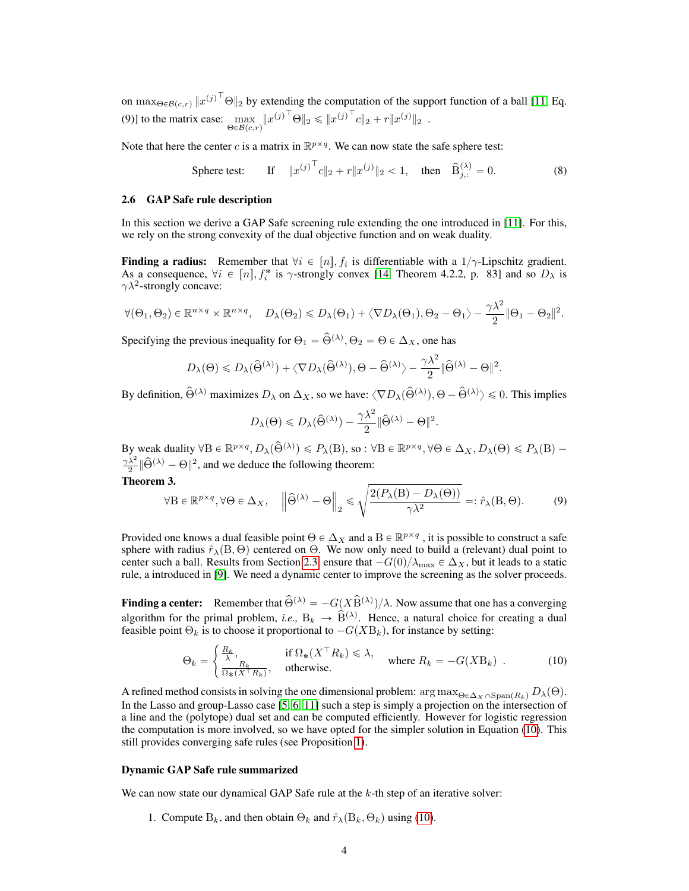on $\max_{\Theta \in \mathcal{B}(c,r)} \|x^{(j)^\top} \Theta\|_2$ by extending the computation of the support function of a ball [11, Eq. (9)] to the matrix case: $\max_{\Theta \in \mathcal{B}(c,r)} \|x^{(j)^\top} \Theta\|_2 \leqslant \|x^{(j)^\top} c\|_2 + r\|x^{(j)}\|_2$ .

Note that here the center $c$ is a matrix in $\mathbb{R}^{p \times q}$. We can now state the safe sphere test:

$$\text{Sphere test:} \qquad \text{If} \quad \|x^{(j)^\top} c\|_2 + r\|x^{(j)}\|_2 < 1, \quad \text{then} \quad \widehat{\mathrm{B}}^{(\lambda)}_{j,:} = 0. \tag{8}$$

### 2.6 GAP Safe rule description

In this section we derive a GAP Safe screening rule extending the one introduced in [11]. For this, we rely on the strong convexity of the dual objective function and on weak duality.

**Finding a radius:** Remember that $\forall i \in [n], f_i$ is differentiable with a $1/\gamma$-Lipschitz gradient. As a consequence, $\forall i \in [n], f_i^*$ is $\gamma$-strongly convex [14, Theorem 4.2.2, p. 83] and so $D_\lambda$ is $\gamma\lambda^2$-strongly concave:

$$\forall (\Theta_1, \Theta_2) \in \mathbb{R}^{n \times q} \times \mathbb{R}^{n \times q}, \quad D_\lambda(\Theta_2) \leqslant D_\lambda(\Theta_1) + \langle \nabla D_\lambda(\Theta_1), \Theta_2 - \Theta_1 \rangle - \frac{\gamma\lambda^2}{2}\|\Theta_1 - \Theta_2\|^2.$$

Specifying the previous inequality for $\Theta_1 = \widehat{\Theta}^{(\lambda)}, \Theta_2 = \Theta \in \Delta_X$, one has

$$D_\lambda(\Theta) \leqslant D_\lambda(\widehat{\Theta}^{(\lambda)}) + \langle \nabla D_\lambda(\widehat{\Theta}^{(\lambda)}), \Theta - \widehat{\Theta}^{(\lambda)} \rangle - \frac{\gamma\lambda^2}{2}\|\widehat{\Theta}^{(\lambda)} - \Theta\|^2.$$

By definition, $\widehat{\Theta}^{(\lambda)}$ maximizes $D_\lambda$ on $\Delta_X$, so we have: $\langle \nabla D_\lambda(\widehat{\Theta}^{(\lambda)}), \Theta - \widehat{\Theta}^{(\lambda)} \rangle \leqslant 0$. This implies

$$D_\lambda(\Theta) \leqslant D_\lambda(\widehat{\Theta}^{(\lambda)}) - \frac{\gamma\lambda^2}{2}\|\widehat{\Theta}^{(\lambda)} - \Theta\|^2.$$

By weak duality $\forall \mathrm{B} \in \mathbb{R}^{p \times q}, D_\lambda(\widehat{\Theta}^{(\lambda)}) \leqslant P_\lambda(\mathrm{B})$, so : $\forall \mathrm{B} \in \mathbb{R}^{p \times q}, \forall \Theta \in \Delta_X, D_\lambda(\Theta) \leqslant P_\lambda(\mathrm{B}) - \frac{\gamma\lambda^2}{2}\|\widehat{\Theta}^{(\lambda)} - \Theta\|^2$, and we deduce the following theorem:

**Theorem 3.**

$$\forall \mathrm{B} \in \mathbb{R}^{p \times q}, \forall \Theta \in \Delta_X, \quad \left\|\widehat{\Theta}^{(\lambda)} - \Theta\right\|_2 \leqslant \sqrt{\frac{2(P_\lambda(\mathrm{B}) - D_\lambda(\Theta))}{\gamma\lambda^2}} =: \hat{r}_\lambda(\mathrm{B}, \Theta). \tag{9}$$

Provided one knows a dual feasible point $\Theta \in \Delta_X$ and a $\mathrm{B} \in \mathbb{R}^{p \times q}$ , it is possible to construct a safe sphere with radius $\hat{r}_\lambda(\mathrm{B}, \Theta)$ centered on $\Theta$. We now only need to build a (relevant) dual point to center such a ball. Results from Section 2.3, ensure that $-G(0)/\lambda_{\max} \in \Delta_X$, but it leads to a static rule, a introduced in [9]. We need a dynamic center to improve the screening as the solver proceeds.

**Finding a center:** Remember that $\widehat{\Theta}^{(\lambda)} = -G(X\widehat{\mathrm{B}}^{(\lambda)})/\lambda$. Now assume that one has a converging algorithm for the primal problem, *i.e.*, $\mathrm{B}_k \to \widehat{\mathrm{B}}^{(\lambda)}$. Hence, a natural choice for creating a dual feasible point $\Theta_k$ is to choose it proportional to $-G(X\mathrm{B}_k)$, for instance by setting:

$$\Theta_k = \begin{cases} \frac{R_k}{\lambda}, & \text{if } \Omega_*(X^\top R_k) \leqslant \lambda, \\ \frac{R_k}{\Omega_*(X^\top R_k)}, & \text{otherwise.} \end{cases} \quad \text{where } R_k = -G(X\mathrm{B}_k) \ . \tag{10}$$

A refined method consists in solving the one dimensional problem: $\arg\max_{\Theta \in \Delta_X \cap \mathrm{Span}(R_k)} D_\lambda(\Theta)$. In the Lasso and group-Lasso case [5, 6, 11] such a step is simply a projection on the intersection of a line and the (polytope) dual set and can be computed efficiently. However for logistic regression the computation is more involved, so we have opted for the simpler solution in Equation (10). This still provides converging safe rules (see Proposition 1).

#### Dynamic GAP Safe rule summarized

We can now state our dynamical GAP Safe rule at the $k$-th step of an iterative solver:

1. Compute $\mathrm{B}_k$, and then obtain $\Theta_k$ and $\hat{r}_\lambda(\mathrm{B}_k, \Theta_k)$ using (10).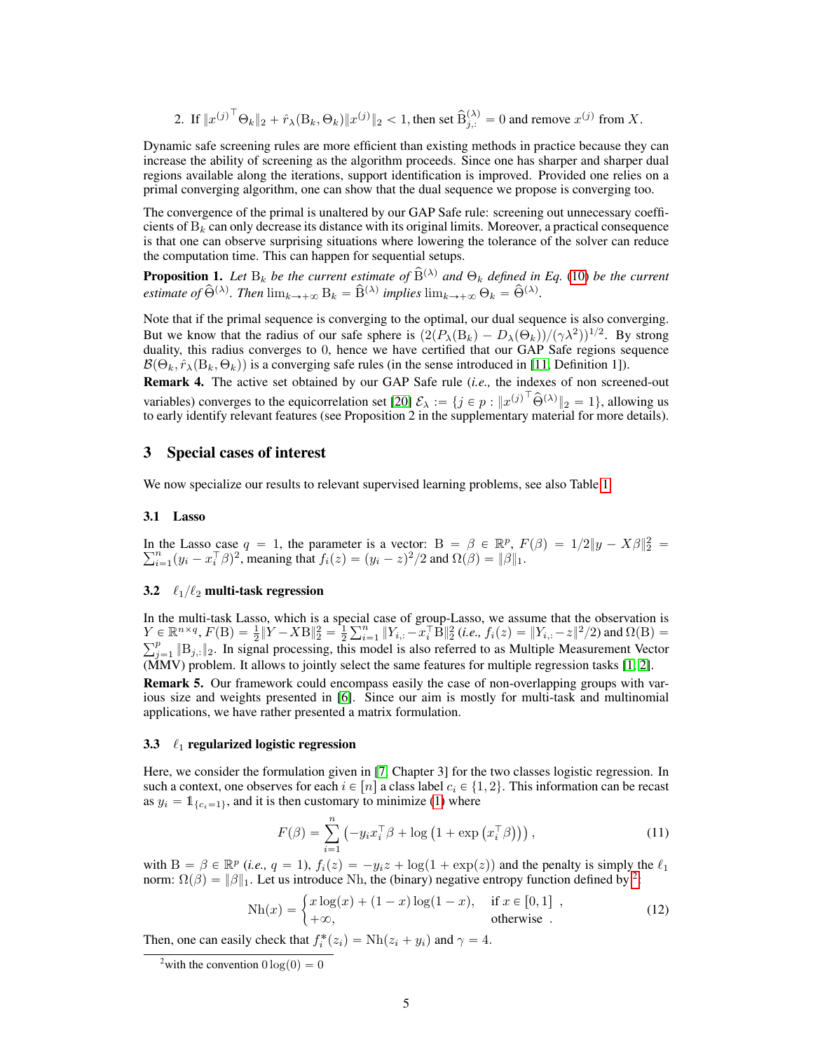2. If $\|x^{(j)\top} \Theta_k\|_2 + \hat{r}_\lambda(\mathrm{B}_k, \Theta_k)\|x^{(j)}\|_2 < 1$, then set $\widehat{\mathrm{B}}^{(\lambda)}_{j,:} = 0$ and remove $x^{(j)}$ from $X$.

Dynamic safe screening rules are more efficient than existing methods in practice because they can increase the ability of screening as the algorithm proceeds. Since one has sharper and sharper dual regions available along the iterations, support identification is improved. Provided one relies on a primal converging algorithm, one can show that the dual sequence we propose is converging too.

The convergence of the primal is unaltered by our GAP Safe rule: screening out unnecessary coefficients of $\mathrm{B}_k$ can only decrease its distance with its original limits. Moreover, a practical consequence is that one can observe surprising situations where lowering the tolerance of the solver can reduce the computation time. This can happen for sequential setups.

**Proposition 1.** *Let $\mathrm{B}_k$ be the current estimate of $\widehat{\mathrm{B}}^{(\lambda)}$ and $\Theta_k$ defined in Eq. (10) be the current estimate of $\widehat{\Theta}^{(\lambda)}$. Then $\lim_{k \to +\infty} \mathrm{B}_k = \widehat{\mathrm{B}}^{(\lambda)}$ implies $\lim_{k \to +\infty} \Theta_k = \widehat{\Theta}^{(\lambda)}$.*

Note that if the primal sequence is converging to the optimal, our dual sequence is also converging. But we know that the radius of our safe sphere is $(2(P_\lambda(\mathrm{B}_k) - D_\lambda(\Theta_k))/(\gamma\lambda^2))^{1/2}$. By strong duality, this radius converges to 0, hence we have certified that our GAP Safe regions sequence $\mathcal{B}(\Theta_k, \hat{r}_\lambda(\mathrm{B}_k, \Theta_k))$ is a converging safe rules (in the sense introduced in [11, Definition 1]).

**Remark 4.** The active set obtained by our GAP Safe rule (*i.e.,* the indexes of non screened-out variables) converges to the equicorrelation set [20] $\mathcal{E}_\lambda := \{j \in p : \|x^{(j)\top} \widehat{\Theta}^{(\lambda)}\|_2 = 1\}$, allowing us to early identify relevant features (see Proposition 2 in the supplementary material for more details).

## 3 Special cases of interest

We now specialize our results to relevant supervised learning problems, see also Table 1.

### 3.1 Lasso

In the Lasso case $q = 1$, the parameter is a vector: $\mathrm{B} = \beta \in \mathbb{R}^p$, $F(\beta) = 1/2\|y - X\beta\|_2^2 = \sum_{i=1}^n (y_i - x_i^\top \beta)^2$, meaning that $f_i(z) = (y_i - z)^2/2$ and $\Omega(\beta) = \|\beta\|_1$.

### 3.2 $\ell_1/\ell_2$ multi-task regression

In the multi-task Lasso, which is a special case of group-Lasso, we assume that the observation is $Y \in \mathbb{R}^{n \times q}$, $F(\mathrm{B}) = \frac{1}{2}\|Y - X\mathrm{B}\|_2^2 = \frac{1}{2}\sum_{i=1}^n \|Y_{i,:} - x_i^\top \mathrm{B}\|_2^2$ (*i.e.,* $f_i(z) = \|Y_{i,:} - z\|^2/2$) and $\Omega(\mathrm{B}) = \sum_{j=1}^p \|\mathrm{B}_{j,:}\|_2$. In signal processing, this model is also referred to as Multiple Measurement Vector (MMV) problem. It allows to jointly select the same features for multiple regression tasks [1, 2].

**Remark 5.** Our framework could encompass easily the case of non-overlapping groups with various size and weights presented in [6]. Since our aim is mostly for multi-task and multinomial applications, we have rather presented a matrix formulation.

### 3.3 $\ell_1$ regularized logistic regression

Here, we consider the formulation given in [7, Chapter 3] for the two classes logistic regression. In such a context, one observes for each $i \in [n]$ a class label $c_i \in \{1, 2\}$. This information can be recast as $y_i = \mathbb{1}_{\{c_i = 1\}}$, and it is then customary to minimize (1) where

$$F(\beta) = \sum_{i=1}^n \left( -y_i x_i^\top \beta + \log\left(1 + \exp\left(x_i^\top \beta\right)\right) \right), \tag{11}$$

with $\mathrm{B} = \beta \in \mathbb{R}^p$ (*i.e.,* $q = 1$), $f_i(z) = -y_i z + \log(1 + \exp(z))$ and the penalty is simply the $\ell_1$ norm: $\Omega(\beta) = \|\beta\|_1$. Let us introduce Nh, the (binary) negative entropy function defined by [2]:

$$\mathrm{Nh}(x) = \begin{cases} x\log(x) + (1-x)\log(1-x), & \text{if } x \in [0,1] \enspace, \\ +\infty, & \text{otherwise} \enspace. \end{cases} \tag{12}$$

Then, one can easily check that $f_i^*(z_i) = \mathrm{Nh}(z_i + y_i)$ and $\gamma = 4$.

[2] with the convention $0\log(0) = 0$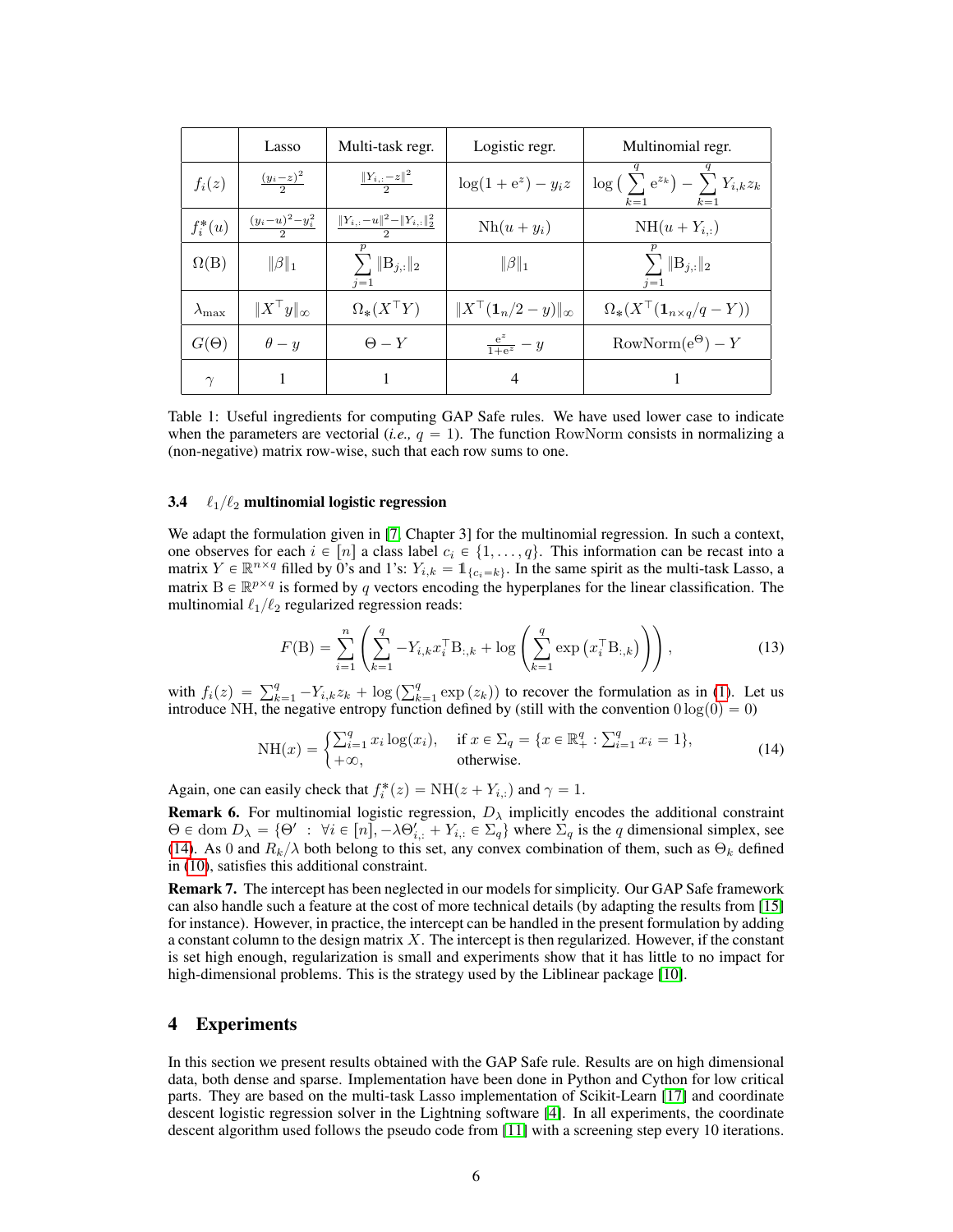|  | Lasso | Multi-task regr. | Logistic regr. | Multinomial regr. |
|---|---|---|---|---|
| $f_i(z)$ | $\frac{(y_i-z)^2}{2}$ | $\frac{\|Y_{i,:}-z\|^2}{2}$ | $\log(1+\mathrm{e}^z) - y_i z$ | $\log\Big(\sum_{k=1}^{q} \mathrm{e}^{z_k}\Big) - \sum_{k=1}^{q} Y_{i,k} z_k$ |
| $f_i^*(u)$ | $\frac{(y_i-u)^2-y_i^2}{2}$ | $\frac{\|Y_{i,:}-u\|^2-\|Y_{i,:}\|_2^2}{2}$ | $\mathrm{Nh}(u+y_i)$ | $\mathrm{NH}(u+Y_{i,:})$ |
| $\Omega(\mathrm{B})$ | $\|\beta\|_1$ | $\sum_{j=1}^{p} \|\mathrm{B}_{j,:}\|_2$ | $\|\beta\|_1$ | $\sum_{j=1}^{p} \|\mathrm{B}_{j,:}\|_2$ |
| $\lambda_{\max}$ | $\|X^\top y\|_\infty$ | $\Omega_*(X^\top Y)$ | $\|X^\top(\mathbf{1}_n/2 - y)\|_\infty$ | $\Omega_*(X^\top(\mathbf{1}_{n\times q}/q - Y))$ |
| $G(\Theta)$ | $\theta - y$ | $\Theta - Y$ | $\frac{\mathrm{e}^z}{1+\mathrm{e}^z} - y$ | $\mathrm{RowNorm}(\mathrm{e}^{\Theta}) - Y$ |
| $\gamma$ | 1 | 1 | 4 | 1 |

Table 1: Useful ingredients for computing GAP Safe rules. We have used lower case to indicate when the parameters are vectorial (*i.e.,* $q = 1$). The function RowNorm consists in normalizing a (non-negative) matrix row-wise, such that each row sums to one.

### 3.4 $\ell_1/\ell_2$ multinomial logistic regression

We adapt the formulation given in [7, Chapter 3] for the multinomial regression. In such a context, one observes for each $i \in [n]$ a class label $c_i \in \{1, \dots, q\}$. This information can be recast into a matrix $Y \in \mathbb{R}^{n\times q}$ filled by 0's and 1's: $Y_{i,k} = \mathbb{1}_{\{c_i = k\}}$. In the same spirit as the multi-task Lasso, a matrix $\mathrm{B} \in \mathbb{R}^{p\times q}$ is formed by $q$ vectors encoding the hyperplanes for the linear classification. The multinomial $\ell_1/\ell_2$ regularized regression reads:

$$F(\mathrm{B}) = \sum_{i=1}^{n} \left( \sum_{k=1}^{q} -Y_{i,k} x_i^\top \mathrm{B}_{:,k} + \log\left( \sum_{k=1}^{q} \exp\left(x_i^\top \mathrm{B}_{:,k}\right) \right) \right), \tag{13}$$

with $f_i(z) = \sum_{k=1}^{q} -Y_{i,k} z_k + \log\left(\sum_{k=1}^{q} \exp(z_k)\right)$ to recover the formulation as in (1). Let us introduce NH, the negative entropy function defined by (still with the convention $0\log(0) = 0$)

$$\mathrm{NH}(x) = \begin{cases} \sum_{i=1}^{q} x_i \log(x_i), & \text{if } x \in \Sigma_q = \{x \in \mathbb{R}_+^q : \sum_{i=1}^{q} x_i = 1\}, \\ +\infty, & \text{otherwise.} \end{cases} \tag{14}$$

Again, one can easily check that $f_i^*(z) = \mathrm{NH}(z + Y_{i,:})$ and $\gamma = 1$.

**Remark 6.** For multinomial logistic regression, $D_\lambda$ implicitly encodes the additional constraint $\Theta \in \operatorname{dom} D_\lambda = \{\Theta' \ : \ \forall i \in [n], -\lambda\Theta'_{i,:} + Y_{i,:} \in \Sigma_q\}$ where $\Sigma_q$ is the $q$ dimensional simplex, see (14). As 0 and $R_k/\lambda$ both belong to this set, any convex combination of them, such as $\Theta_k$ defined in (10), satisfies this additional constraint.

**Remark 7.** The intercept has been neglected in our models for simplicity. Our GAP Safe framework can also handle such a feature at the cost of more technical details (by adapting the results from [15] for instance). However, in practice, the intercept can be handled in the present formulation by adding a constant column to the design matrix $X$. The intercept is then regularized. However, if the constant is set high enough, regularization is small and experiments show that it has little to no impact for high-dimensional problems. This is the strategy used by the Liblinear package [10].

## 4 Experiments

In this section we present results obtained with the GAP Safe rule. Results are on high dimensional data, both dense and sparse. Implementation have been done in Python and Cython for low critical parts. They are based on the multi-task Lasso implementation of Scikit-Learn [17] and coordinate descent logistic regression solver in the Lightning software [4]. In all experiments, the coordinate descent algorithm used follows the pseudo code from [11] with a screening step every 10 iterations.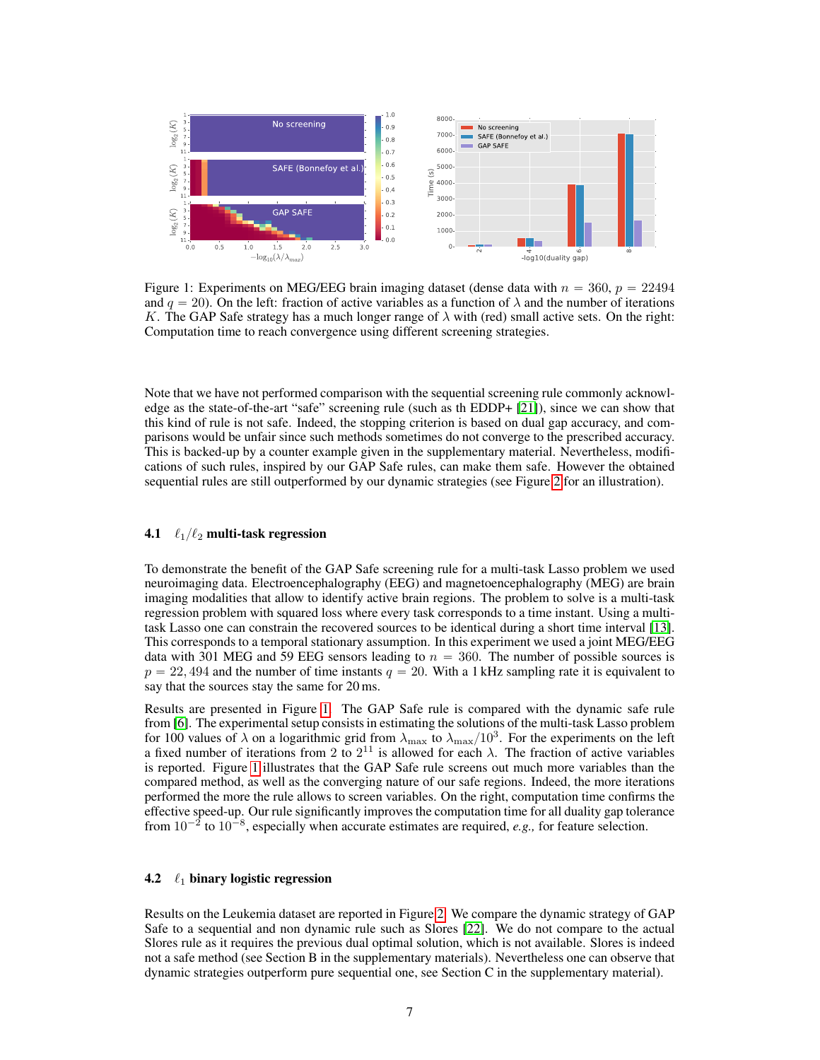Figure 1: Experiments on MEG/EEG brain imaging dataset (dense data with $n = 360$, $p = 22494$ and $q = 20$). On the left: fraction of active variables as a function of $\lambda$ and the number of iterations $K$. The GAP Safe strategy has a much longer range of $\lambda$ with (red) small active sets. On the right: Computation time to reach convergence using different screening strategies.

Note that we have not performed comparison with the sequential screening rule commonly acknowledge as the state-of-the-art "safe" screening rule (such as th EDDP+ [21]), since we can show that this kind of rule is not safe. Indeed, the stopping criterion is based on dual gap accuracy, and comparisons would be unfair since such methods sometimes do not converge to the prescribed accuracy. This is backed-up by a counter example given in the supplementary material. Nevertheless, modifications of such rules, inspired by our GAP Safe rules, can make them safe. However the obtained sequential rules are still outperformed by our dynamic strategies (see Figure 2 for an illustration).

### 4.1 $\ell_1/\ell_2$ multi-task regression

To demonstrate the benefit of the GAP Safe screening rule for a multi-task Lasso problem we used neuroimaging data. Electroencephalography (EEG) and magnetoencephalography (MEG) are brain imaging modalities that allow to identify active brain regions. The problem to solve is a multi-task regression problem with squared loss where every task corresponds to a time instant. Using a multi-task Lasso one can constrain the recovered sources to be identical during a short time interval [13]. This corresponds to a temporal stationary assumption. In this experiment we used a joint MEG/EEG data with 301 MEG and 59 EEG sensors leading to $n = 360$. The number of possible sources is $p = 22,494$ and the number of time instants $q = 20$. With a 1 kHz sampling rate it is equivalent to say that the sources stay the same for 20 ms.

Results are presented in Figure 1. The GAP Safe rule is compared with the dynamic safe rule from [6]. The experimental setup consists in estimating the solutions of the multi-task Lasso problem for 100 values of $\lambda$ on a logarithmic grid from $\lambda_{\max}$ to $\lambda_{\max}/10^3$. For the experiments on the left a fixed number of iterations from 2 to $2^{11}$ is allowed for each $\lambda$. The fraction of active variables is reported. Figure 1 illustrates that the GAP Safe rule screens out much more variables than the compared method, as well as the converging nature of our safe regions. Indeed, the more iterations performed the more the rule allows to screen variables. On the right, computation time confirms the effective speed-up. Our rule significantly improves the computation time for all duality gap tolerance from $10^{-2}$ to $10^{-8}$, especially when accurate estimates are required, *e.g.,* for feature selection.

### 4.2 $\ell_1$ binary logistic regression

Results on the Leukemia dataset are reported in Figure 2. We compare the dynamic strategy of GAP Safe to a sequential and non dynamic rule such as Slores [22]. We do not compare to the actual Slores rule as it requires the previous dual optimal solution, which is not available. Slores is indeed not a safe method (see Section B in the supplementary materials). Nevertheless one can observe that dynamic strategies outperform pure sequential one, see Section C in the supplementary material).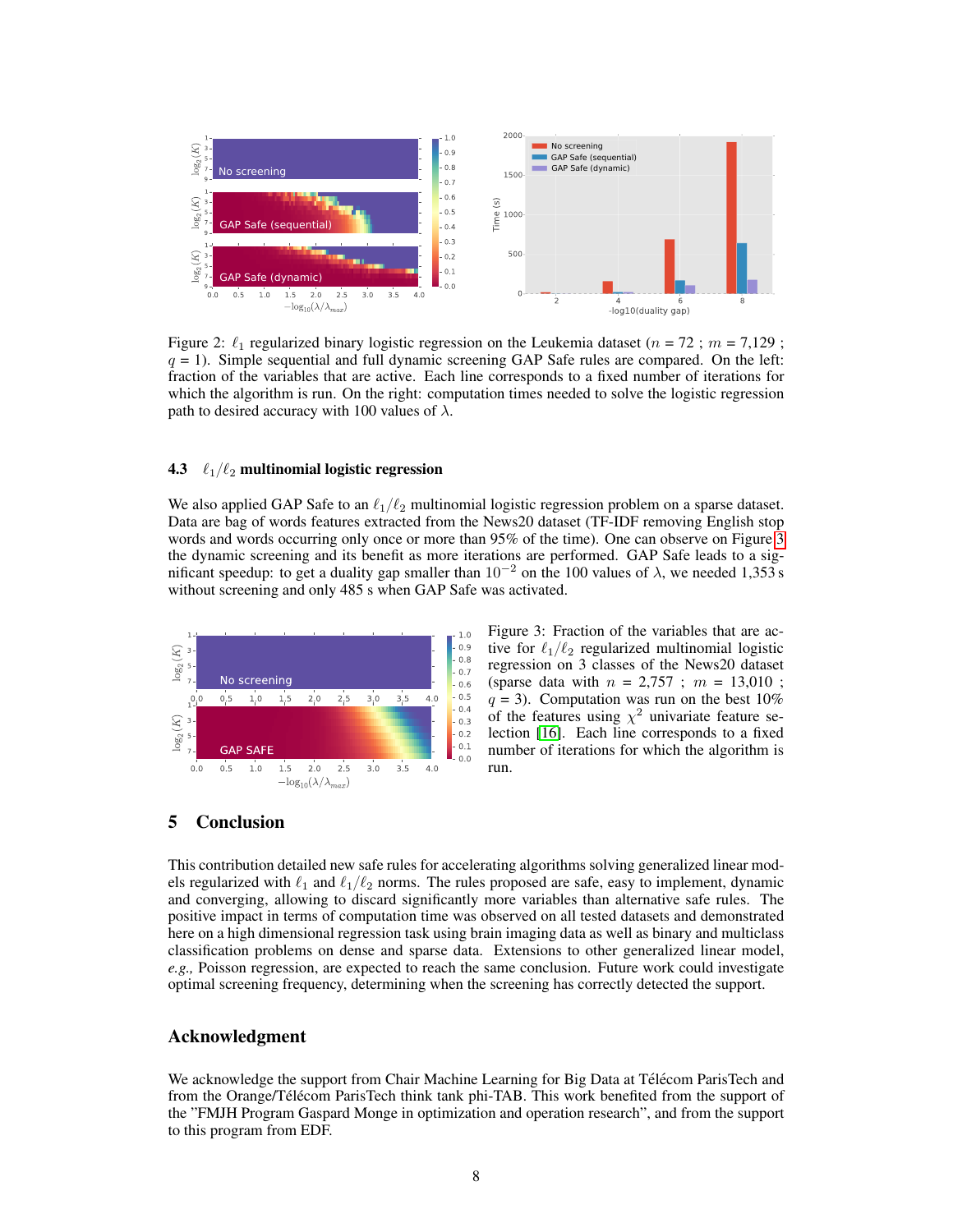Figure 2: $\ell_1$ regularized binary logistic regression on the Leukemia dataset ($n = 72$ ; $m = 7{,}129$ ; $q = 1$). Simple sequential and full dynamic screening GAP Safe rules are compared. On the left: fraction of the variables that are active. Each line corresponds to a fixed number of iterations for which the algorithm is run. On the right: computation times needed to solve the logistic regression path to desired accuracy with 100 values of $\lambda$.

### 4.3 $\ell_1/\ell_2$ multinomial logistic regression

We also applied GAP Safe to an $\ell_1/\ell_2$ multinomial logistic regression problem on a sparse dataset. Data are bag of words features extracted from the News20 dataset (TF-IDF removing English stop words and words occurring only once or more than 95% of the time). One can observe on Figure 3 the dynamic screening and its benefit as more iterations are performed. GAP Safe leads to a significant speedup: to get a duality gap smaller than $10^{-2}$ on the 100 values of $\lambda$, we needed 1,353 s without screening and only 485 s when GAP Safe was activated.

Figure 3: Fraction of the variables that are active for $\ell_1/\ell_2$ regularized multinomial logistic regression on 3 classes of the News20 dataset (sparse data with $n = 2{,}757$ ; $m = 13{,}010$ ; $q = 3$). Computation was run on the best 10% of the features using $\chi^2$ univariate feature selection [16]. Each line corresponds to a fixed number of iterations for which the algorithm is run.

## 5 Conclusion

This contribution detailed new safe rules for accelerating algorithms solving generalized linear models regularized with $\ell_1$ and $\ell_1/\ell_2$ norms. The rules proposed are safe, easy to implement, dynamic and converging, allowing to discard significantly more variables than alternative safe rules. The positive impact in terms of computation time was observed on all tested datasets and demonstrated here on a high dimensional regression task using brain imaging data as well as binary and multiclass classification problems on dense and sparse data. Extensions to other generalized linear model, *e.g.,* Poisson regression, are expected to reach the same conclusion. Future work could investigate optimal screening frequency, determining when the screening has correctly detected the support.

## Acknowledgment

We acknowledge the support from Chair Machine Learning for Big Data at Télécom ParisTech and from the Orange/Télécom ParisTech think tank phi-TAB. This work benefited from the support of the "FMJH Program Gaspard Monge in optimization and operation research", and from the support to this program from EDF.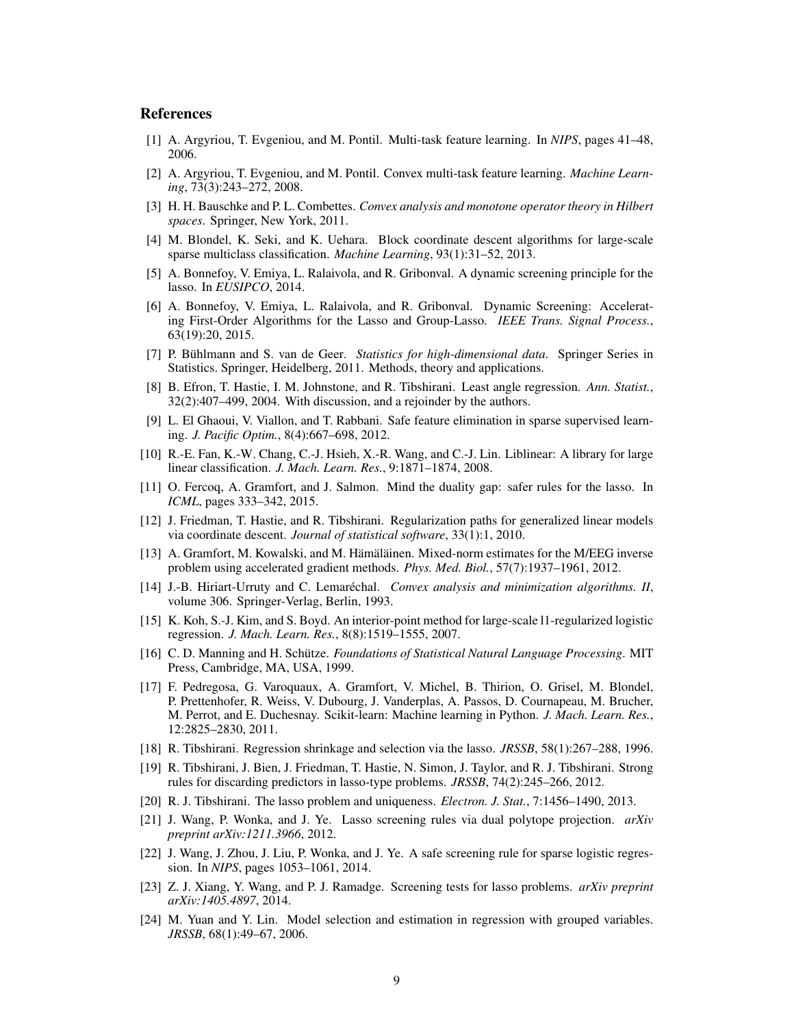## References

[1] A. Argyriou, T. Evgeniou, and M. Pontil. Multi-task feature learning. In *NIPS*, pages 41–48, 2006.

[2] A. Argyriou, T. Evgeniou, and M. Pontil. Convex multi-task feature learning. *Machine Learning*, 73(3):243–272, 2008.

[3] H. H. Bauschke and P. L. Combettes. *Convex analysis and monotone operator theory in Hilbert spaces*. Springer, New York, 2011.

[4] M. Blondel, K. Seki, and K. Uehara. Block coordinate descent algorithms for large-scale sparse multiclass classification. *Machine Learning*, 93(1):31–52, 2013.

[5] A. Bonnefoy, V. Emiya, L. Ralaivola, and R. Gribonval. A dynamic screening principle for the lasso. In *EUSIPCO*, 2014.

[6] A. Bonnefoy, V. Emiya, L. Ralaivola, and R. Gribonval. Dynamic Screening: Accelerating First-Order Algorithms for the Lasso and Group-Lasso. *IEEE Trans. Signal Process.*, 63(19):20, 2015.

[7] P. Bühlmann and S. van de Geer. *Statistics for high-dimensional data*. Springer Series in Statistics. Springer, Heidelberg, 2011. Methods, theory and applications.

[8] B. Efron, T. Hastie, I. M. Johnstone, and R. Tibshirani. Least angle regression. *Ann. Statist.*, 32(2):407–499, 2004. With discussion, and a rejoinder by the authors.

[9] L. El Ghaoui, V. Viallon, and T. Rabbani. Safe feature elimination in sparse supervised learning. *J. Pacific Optim.*, 8(4):667–698, 2012.

[10] R.-E. Fan, K.-W. Chang, C.-J. Hsieh, X.-R. Wang, and C.-J. Lin. Liblinear: A library for large linear classification. *J. Mach. Learn. Res.*, 9:1871–1874, 2008.

[11] O. Fercoq, A. Gramfort, and J. Salmon. Mind the duality gap: safer rules for the lasso. In *ICML*, pages 333–342, 2015.

[12] J. Friedman, T. Hastie, and R. Tibshirani. Regularization paths for generalized linear models via coordinate descent. *Journal of statistical software*, 33(1):1, 2010.

[13] A. Gramfort, M. Kowalski, and M. Hämäläinen. Mixed-norm estimates for the M/EEG inverse problem using accelerated gradient methods. *Phys. Med. Biol.*, 57(7):1937–1961, 2012.

[14] J.-B. Hiriart-Urruty and C. Lemaréchal. *Convex analysis and minimization algorithms. II*, volume 306. Springer-Verlag, Berlin, 1993.

[15] K. Koh, S.-J. Kim, and S. Boyd. An interior-point method for large-scale l1-regularized logistic regression. *J. Mach. Learn. Res.*, 8(8):1519–1555, 2007.

[16] C. D. Manning and H. Schütze. *Foundations of Statistical Natural Language Processing*. MIT Press, Cambridge, MA, USA, 1999.

[17] F. Pedregosa, G. Varoquaux, A. Gramfort, V. Michel, B. Thirion, O. Grisel, M. Blondel, P. Prettenhofer, R. Weiss, V. Dubourg, J. Vanderplas, A. Passos, D. Cournapeau, M. Brucher, M. Perrot, and E. Duchesnay. Scikit-learn: Machine learning in Python. *J. Mach. Learn. Res.*, 12:2825–2830, 2011.

[18] R. Tibshirani. Regression shrinkage and selection via the lasso. *JRSSB*, 58(1):267–288, 1996.

[19] R. Tibshirani, J. Bien, J. Friedman, T. Hastie, N. Simon, J. Taylor, and R. J. Tibshirani. Strong rules for discarding predictors in lasso-type problems. *JRSSB*, 74(2):245–266, 2012.

[20] R. J. Tibshirani. The lasso problem and uniqueness. *Electron. J. Stat.*, 7:1456–1490, 2013.

[21] J. Wang, P. Wonka, and J. Ye. Lasso screening rules via dual polytope projection. *arXiv preprint arXiv:1211.3966*, 2012.

[22] J. Wang, J. Zhou, J. Liu, P. Wonka, and J. Ye. A safe screening rule for sparse logistic regression. In *NIPS*, pages 1053–1061, 2014.

[23] Z. J. Xiang, Y. Wang, and P. J. Ramadge. Screening tests for lasso problems. *arXiv preprint arXiv:1405.4897*, 2014.

[24] M. Yuan and Y. Lin. Model selection and estimation in regression with grouped variables. *JRSSB*, 68(1):49–67, 2006.